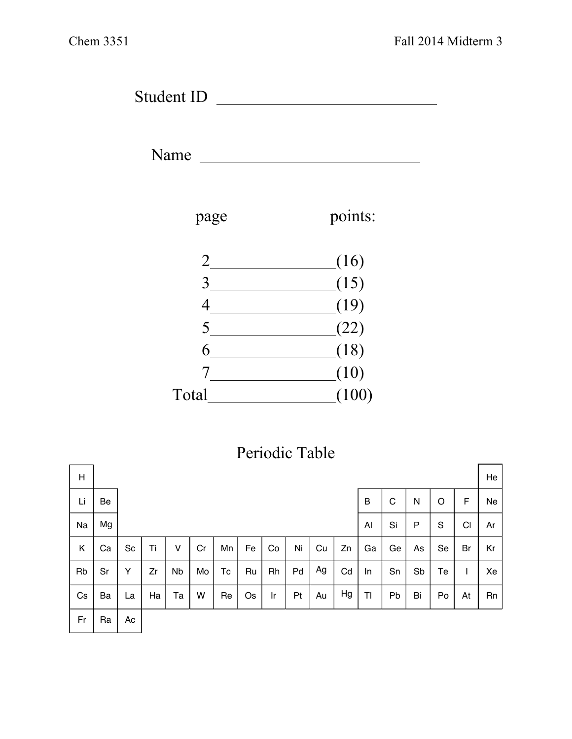Chem 3351 Fall 2014 Midterm 3

Student ID ___________________________

Name ___________________________

| page | points: |
|---|---|
| 2 ______________ | (16) |
| 3 ______________ | (15) |
| 4 ______________ | (19) |
| 5 ______________ | (22) |
| 6 ______________ | (18) |
| 7 ______________ | (10) |
| Total ______________ | (100) |

## Periodic Table

| | | | | | | | | | | | | | | | | | |
|---|---|---|---|---|---|---|---|---|---|---|---|---|---|---|---|---|---|
| H | | | | | | | | | | | | | | | | | He |
| Li | Be | | | | | | | | | | | B | C | N | O | F | Ne |
| Na | Mg | | | | | | | | | | | Al | Si | P | S | Cl | Ar |
| K | Ca | Sc | Ti | V | Cr | Mn | Fe | Co | Ni | Cu | Zn | Ga | Ge | As | Se | Br | Kr |
| Rb | Sr | Y | Zr | Nb | Mo | Tc | Ru | Rh | Pd | Ag | Cd | In | Sn | Sb | Te | I | Xe |
| Cs | Ba | La | Ha | Ta | W | Re | Os | Ir | Pt | Au | Hg | Tl | Pb | Bi | Po | At | Rn |
| Fr | Ra | Ac | | | | | | | | | | | | | | | |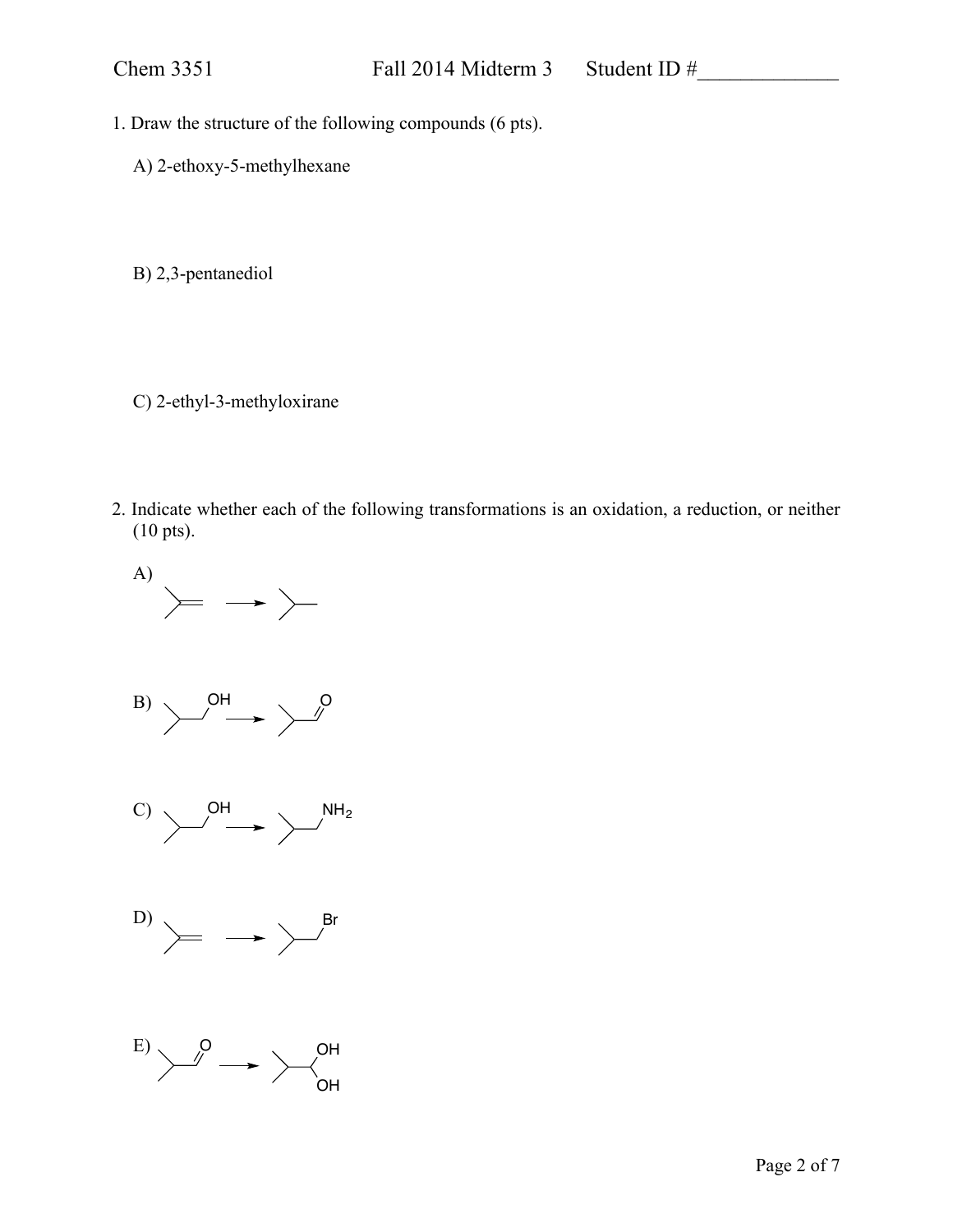1. Draw the structure of the following compounds (6 pts).

   A) 2-ethoxy-5-methylhexane

   B) 2,3-pentanediol

   C) 2-ethyl-3-methyloxirane

2. Indicate whether each of the following transformations is an oxidation, a reduction, or neither (10 pts).

   A)

   B) OH → O

   C) OH → $NH_2$

   D) → Br

   E) O → OH OH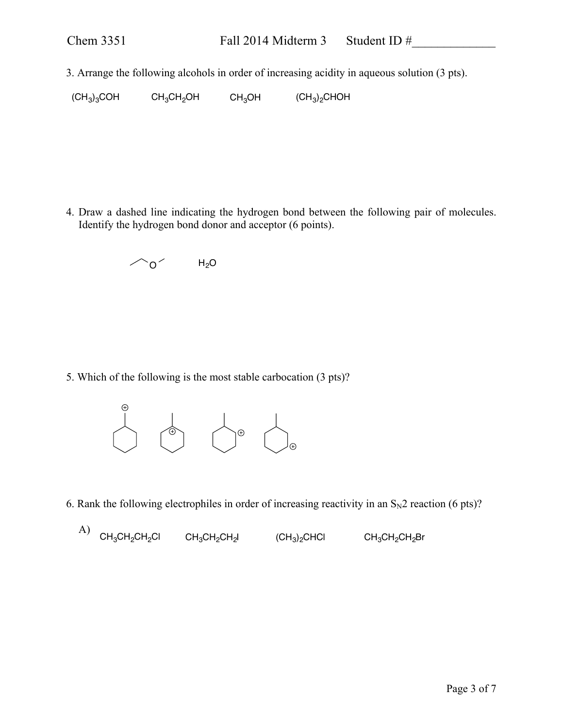3. Arrange the following alcohols in order of increasing acidity in aqueous solution (3 pts).

$(CH_3)_3COH$ $\quad$ $CH_3CH_2OH$ $\quad$ $CH_3OH$ $\quad$ $(CH_3)_2CHOH$

4. Draw a dashed line indicating the hydrogen bond between the following pair of molecules. Identify the hydrogen bond donor and acceptor (6 points).

$H_2O$

5. Which of the following is the most stable carbocation (3 pts)?

6. Rank the following electrophiles in order of increasing reactivity in an $S_N2$ reaction (6 pts)?

A) $CH_3CH_2CH_2Cl$ $\quad$ $CH_3CH_2CH_2I$ $\quad$ $(CH_3)_2CHCl$ $\quad$ $CH_3CH_2CH_2Br$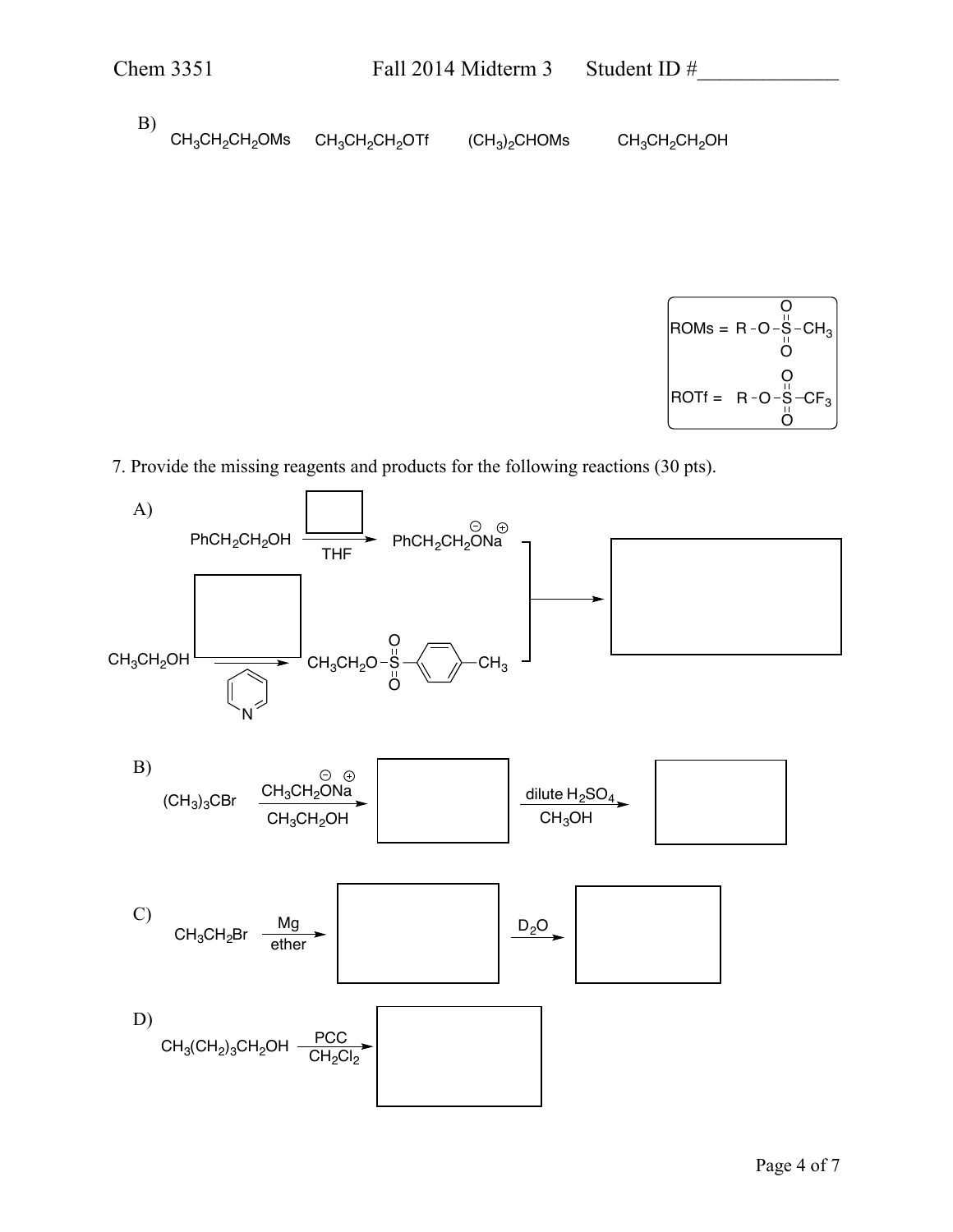B) $CH_3CH_2CH_2OMs$ $CH_3CH_2CH_2OTf$ $(CH_3)_2CHOMs$ $CH_3CH_2CH_2OH$

ROMs = R–O–S(=O)(=O)–$CH_3$

ROTf = R–O–S(=O)(=O)–$CF_3$

7. Provide the missing reagents and products for the following reactions (30 pts).

A)

$PhCH_2CH_2OH$ $\xrightarrow[\text{THF}]{\boxed{\phantom{xx}}}$ $PhCH_2CH_2O^{\ominus}Na^{\oplus}$

$CH_3CH_2OH$ $\xrightarrow[\text{pyridine}]{\boxed{\phantom{xx}}}$ $CH_3CH_2O$–S(=O)(=O)–$C_6H_4$–$CH_3$

Both combined $\rightarrow$ $\boxed{\phantom{xxxx}}$

B)

$(CH_3)_3CBr$ $\xrightarrow[CH_3CH_2OH]{CH_3CH_2O^{\ominus}Na^{\oplus}}$ $\boxed{\phantom{xxxx}}$ $\xrightarrow[CH_3OH]{\text{dilute } H_2SO_4}$ $\boxed{\phantom{xxxx}}$

C)

$CH_3CH_2Br$ $\xrightarrow[\text{ether}]{\text{Mg}}$ $\boxed{\phantom{xxxx}}$ $\xrightarrow{D_2O}$ $\boxed{\phantom{xxxx}}$

D)

$CH_3(CH_2)_3CH_2OH$ $\xrightarrow[CH_2Cl_2]{\text{PCC}}$ $\boxed{\phantom{xxxx}}$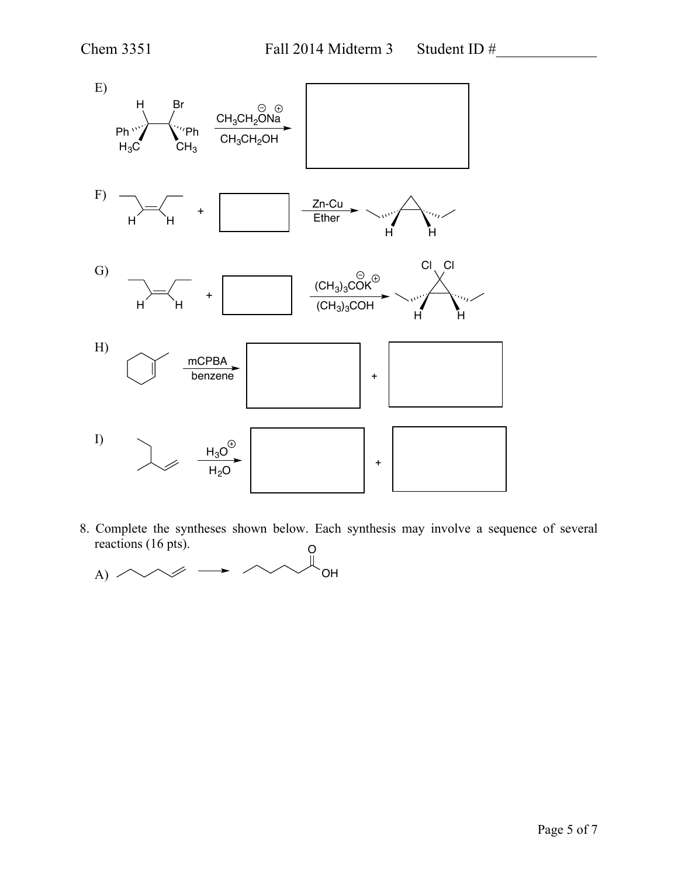E)

H, Br, Ph, Ph, $H_3C$, $CH_3$ — $CH_3CH_2O^{\ominus}Na^{\oplus}$ / $CH_3CH_2OH$ → [ ]

F)

H, H + [ ] — Zn-Cu / Ether → H, H

G)

H, H + [ ] — $(CH_3)_3CO^{\ominus}K^{\oplus}$ / $(CH_3)_3COH$ → Cl, Cl, H, H

H)

mCPBA / benzene → [ ] + [ ]

I)

$H_3O^{\oplus}$ / $H_2O$ → [ ] + [ ]

8. Complete the syntheses shown below. Each synthesis may involve a sequence of several reactions (16 pts).

A) → O, OH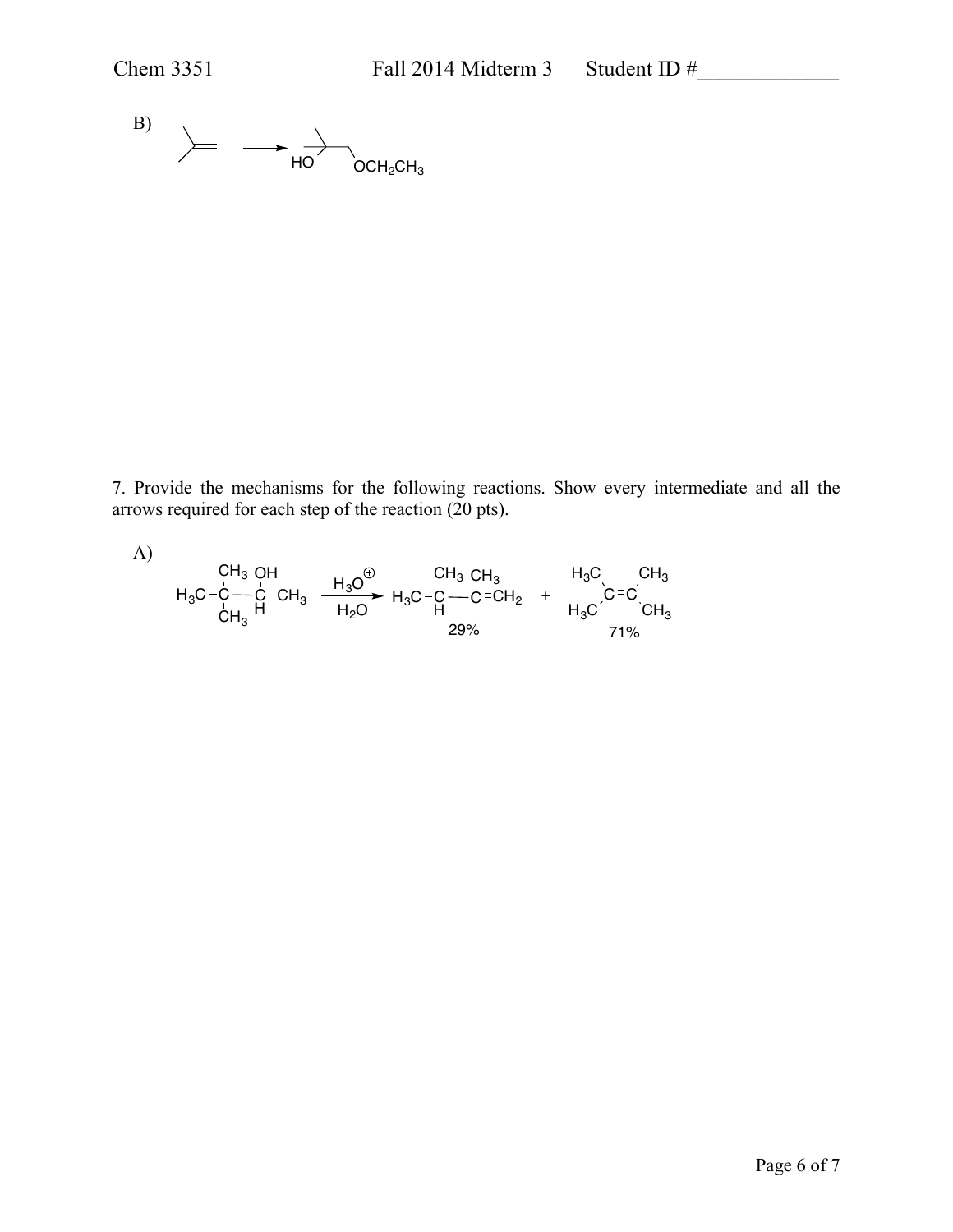B)

(2-methylpropene) → HO–C(CH$_3$)$_2$–CH$_2$–OCH$_2$CH$_3$

7. Provide the mechanisms for the following reactions. Show every intermediate and all the arrows required for each step of the reaction (20 pts).

A)

$$H_3C-C(CH_3)_2-CH(OH)-CH_3 \xrightarrow[H_2O]{H_3O^{\oplus}} H_3C-CH(CH_3)-C(CH_3)=CH_2 \;(29\%) \; + \; (H_3C)_2C=C(CH_3)_2 \;(71\%)$$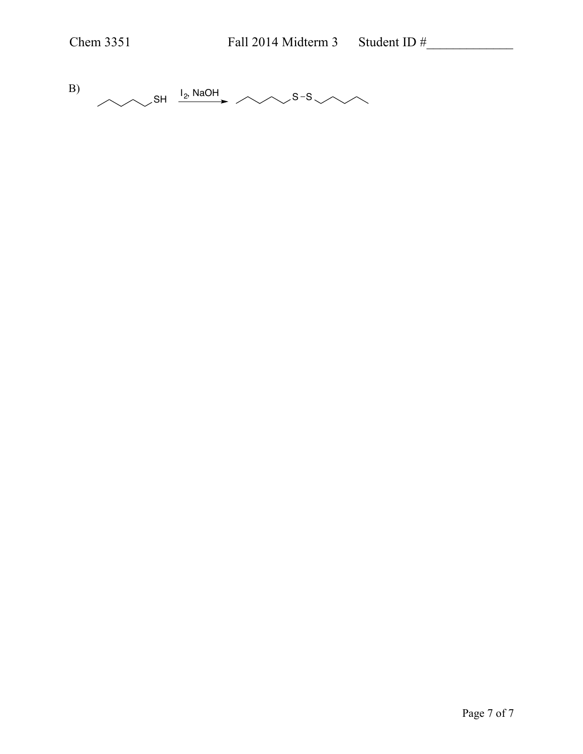B)

SH $\xrightarrow{I_2,\ NaOH}$ S–S